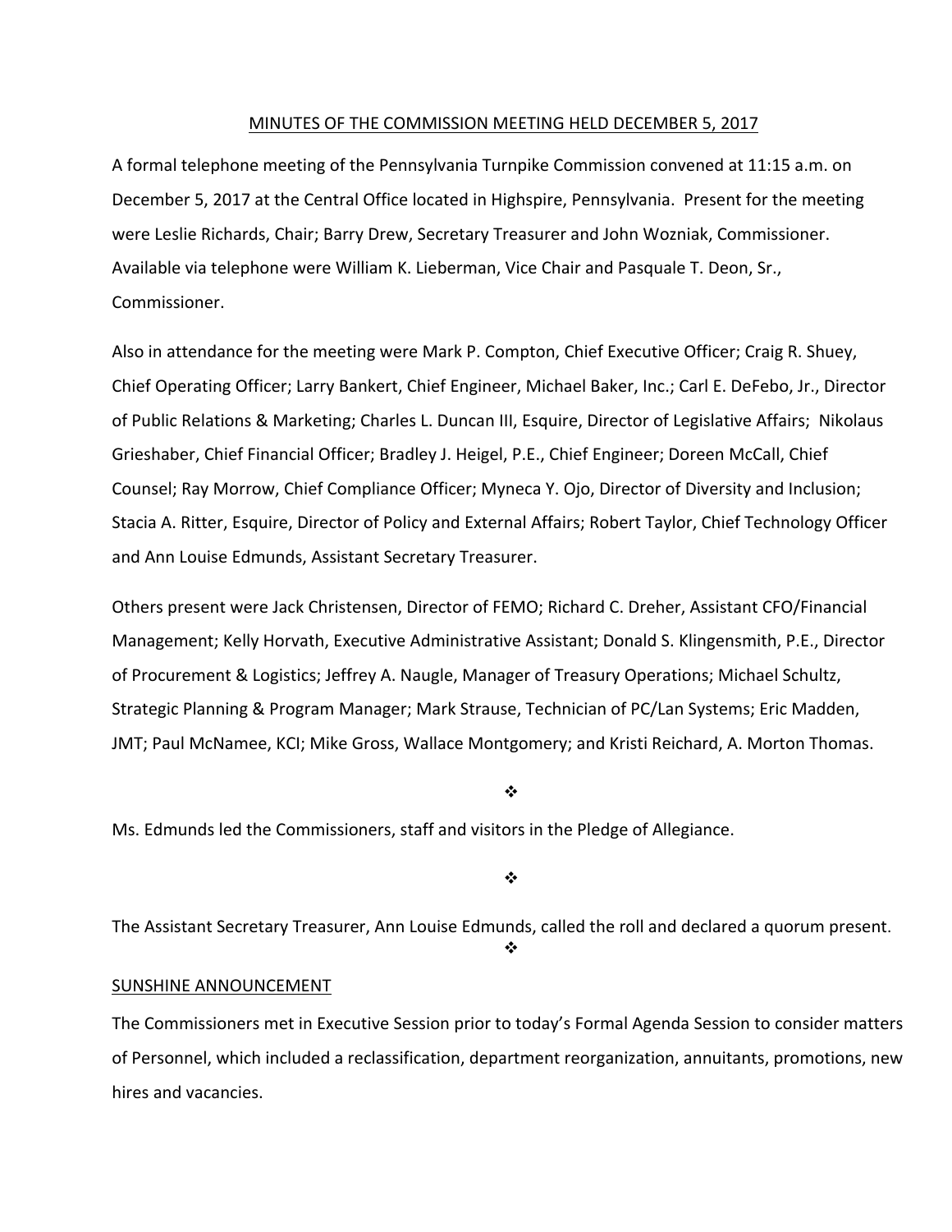MINUTES OF THE COMMISSION MEETING HELD DECEMBER 5, 2017

A formal telephone meeting of the Pennsylvania Turnpike Commission convened at 11:15 a.m. on December 5, 2017 at the Central Office located in Highspire, Pennsylvania. Present for the meeting were Leslie Richards, Chair; Barry Drew, Secretary Treasurer and John Wozniak, Commissioner. Available via telephone were William K. Lieberman, Vice Chair and Pasquale T. Deon, Sr., Commissioner.

Also in attendance for the meeting were Mark P. Compton, Chief Executive Officer; Craig R. Shuey, Chief Operating Officer; Larry Bankert, Chief Engineer, Michael Baker, Inc.; Carl E. DeFebo, Jr., Director of Public Relations & Marketing; Charles L. Duncan III, Esquire, Director of Legislative Affairs; Nikolaus Grieshaber, Chief Financial Officer; Bradley J. Heigel, P.E., Chief Engineer; Doreen McCall, Chief Counsel; Ray Morrow, Chief Compliance Officer; Myneca Y. Ojo, Director of Diversity and Inclusion; Stacia A. Ritter, Esquire, Director of Policy and External Affairs; Robert Taylor, Chief Technology Officer and Ann Louise Edmunds, Assistant Secretary Treasurer.

Others present were Jack Christensen, Director of FEMO; Richard C. Dreher, Assistant CFO/Financial Management; Kelly Horvath, Executive Administrative Assistant; Donald S. Klingensmith, P.E., Director of Procurement & Logistics; Jeffrey A. Naugle, Manager of Treasury Operations; Michael Schultz, Strategic Planning & Program Manager; Mark Strause, Technician of PC/Lan Systems; Eric Madden, JMT; Paul McNamee, KCI; Mike Gross, Wallace Montgomery; and Kristi Reichard, A. Morton Thomas.

❖

Ms. Edmunds led the Commissioners, staff and visitors in the Pledge of Allegiance.

❖

The Assistant Secretary Treasurer, Ann Louise Edmunds, called the roll and declared a quorum present.

❖

SUNSHINE ANNOUNCEMENT

The Commissioners met in Executive Session prior to today's Formal Agenda Session to consider matters of Personnel, which included a reclassification, department reorganization, annuitants, promotions, new hires and vacancies.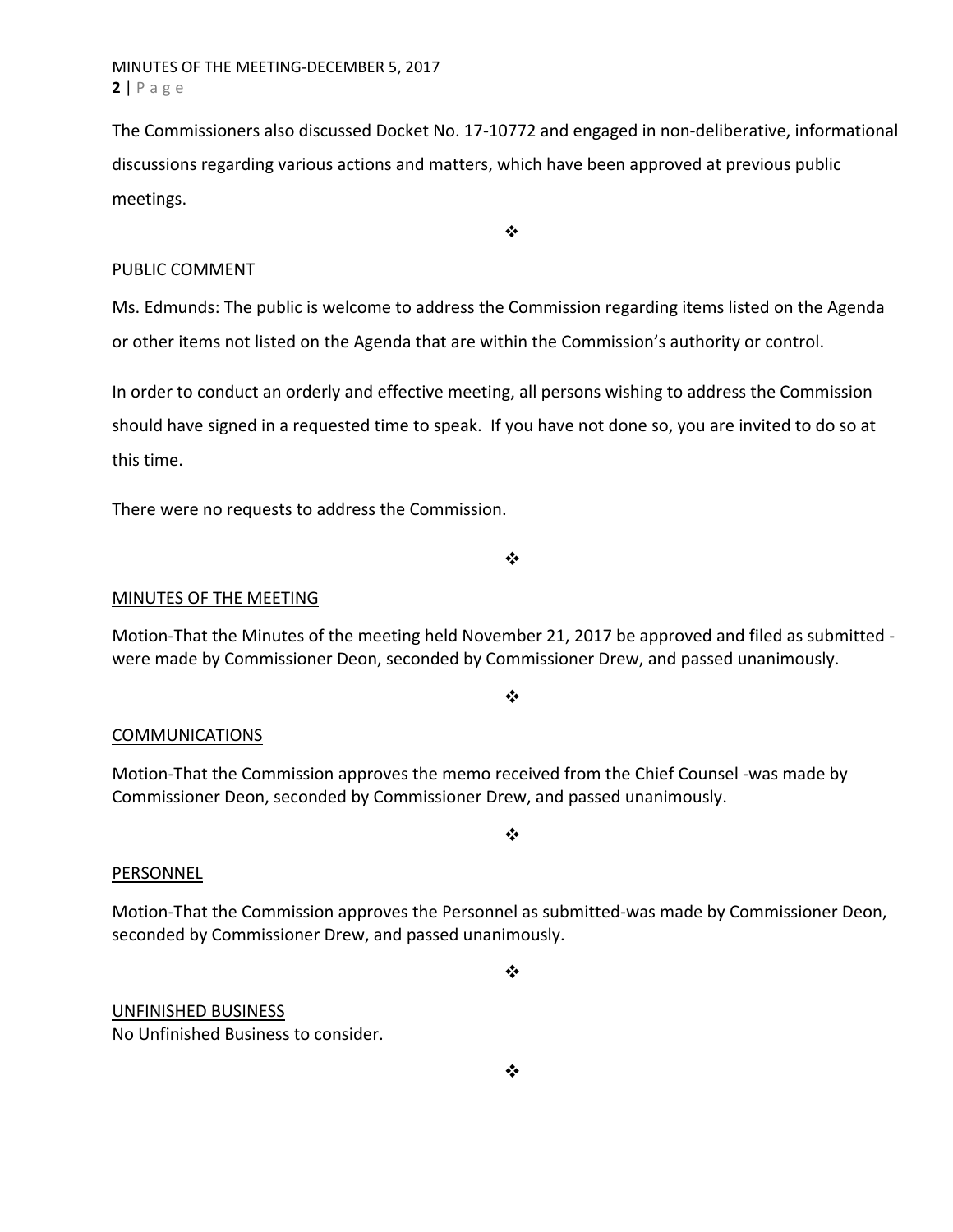The Commissioners also discussed Docket No. 17-10772 and engaged in non-deliberative, informational discussions regarding various actions and matters, which have been approved at previous public meetings.

❖

PUBLIC COMMENT

Ms. Edmunds: The public is welcome to address the Commission regarding items listed on the Agenda or other items not listed on the Agenda that are within the Commission's authority or control.

In order to conduct an orderly and effective meeting, all persons wishing to address the Commission should have signed in a requested time to speak. If you have not done so, you are invited to do so at this time.

There were no requests to address the Commission.

❖

MINUTES OF THE MEETING

Motion-That the Minutes of the meeting held November 21, 2017 be approved and filed as submitted - were made by Commissioner Deon, seconded by Commissioner Drew, and passed unanimously.

❖

COMMUNICATIONS

Motion-That the Commission approves the memo received from the Chief Counsel -was made by Commissioner Deon, seconded by Commissioner Drew, and passed unanimously.

❖

PERSONNEL

Motion-That the Commission approves the Personnel as submitted-was made by Commissioner Deon, seconded by Commissioner Drew, and passed unanimously.

❖

UNFINISHED BUSINESS
No Unfinished Business to consider.

❖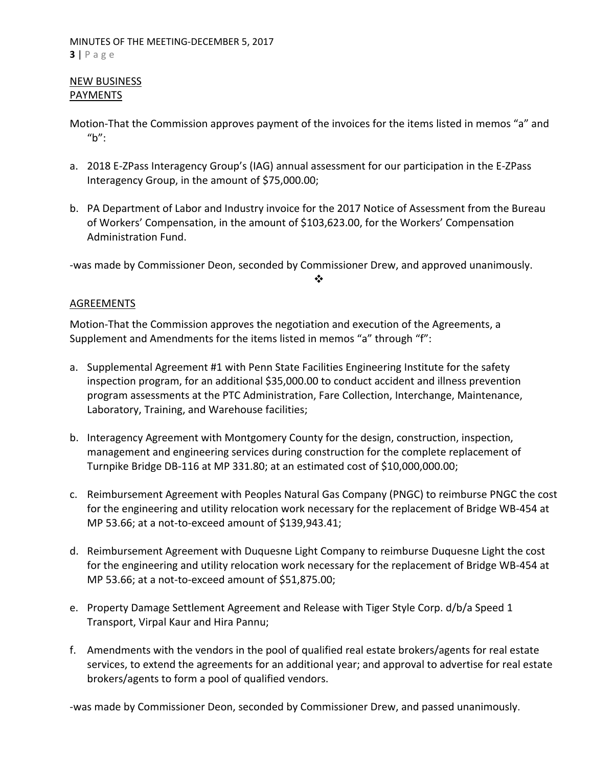NEW BUSINESS

PAYMENTS

Motion-That the Commission approves payment of the invoices for the items listed in memos "a" and "b":

a. 2018 E-ZPass Interagency Group's (IAG) annual assessment for our participation in the E-ZPass Interagency Group, in the amount of $75,000.00;

b. PA Department of Labor and Industry invoice for the 2017 Notice of Assessment from the Bureau of Workers' Compensation, in the amount of $103,623.00, for the Workers' Compensation Administration Fund.

-was made by Commissioner Deon, seconded by Commissioner Drew, and approved unanimously.

❖

AGREEMENTS

Motion-That the Commission approves the negotiation and execution of the Agreements, a Supplement and Amendments for the items listed in memos "a" through "f":

a. Supplemental Agreement #1 with Penn State Facilities Engineering Institute for the safety inspection program, for an additional $35,000.00 to conduct accident and illness prevention program assessments at the PTC Administration, Fare Collection, Interchange, Maintenance, Laboratory, Training, and Warehouse facilities;

b. Interagency Agreement with Montgomery County for the design, construction, inspection, management and engineering services during construction for the complete replacement of Turnpike Bridge DB-116 at MP 331.80; at an estimated cost of $10,000,000.00;

c. Reimbursement Agreement with Peoples Natural Gas Company (PNGC) to reimburse PNGC the cost for the engineering and utility relocation work necessary for the replacement of Bridge WB-454 at MP 53.66; at a not-to-exceed amount of $139,943.41;

d. Reimbursement Agreement with Duquesne Light Company to reimburse Duquesne Light the cost for the engineering and utility relocation work necessary for the replacement of Bridge WB-454 at MP 53.66; at a not-to-exceed amount of $51,875.00;

e. Property Damage Settlement Agreement and Release with Tiger Style Corp. d/b/a Speed 1 Transport, Virpal Kaur and Hira Pannu;

f. Amendments with the vendors in the pool of qualified real estate brokers/agents for real estate services, to extend the agreements for an additional year; and approval to advertise for real estate brokers/agents to form a pool of qualified vendors.

-was made by Commissioner Deon, seconded by Commissioner Drew, and passed unanimously.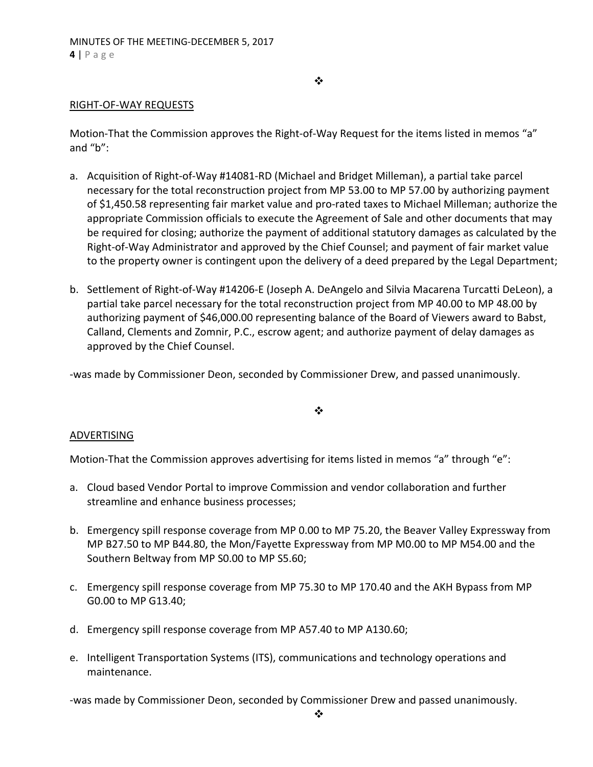❖

RIGHT-OF-WAY REQUESTS

Motion-That the Commission approves the Right-of-Way Request for the items listed in memos "a" and "b":

a. Acquisition of Right-of-Way #14081-RD (Michael and Bridget Milleman), a partial take parcel necessary for the total reconstruction project from MP 53.00 to MP 57.00 by authorizing payment of $1,450.58 representing fair market value and pro-rated taxes to Michael Milleman; authorize the appropriate Commission officials to execute the Agreement of Sale and other documents that may be required for closing; authorize the payment of additional statutory damages as calculated by the Right-of-Way Administrator and approved by the Chief Counsel; and payment of fair market value to the property owner is contingent upon the delivery of a deed prepared by the Legal Department;

b. Settlement of Right-of-Way #14206-E (Joseph A. DeAngelo and Silvia Macarena Turcatti DeLeon), a partial take parcel necessary for the total reconstruction project from MP 40.00 to MP 48.00 by authorizing payment of $46,000.00 representing balance of the Board of Viewers award to Babst, Calland, Clements and Zomnir, P.C., escrow agent; and authorize payment of delay damages as approved by the Chief Counsel.

-was made by Commissioner Deon, seconded by Commissioner Drew, and passed unanimously.

❖

ADVERTISING

Motion-That the Commission approves advertising for items listed in memos "a" through "e":

a. Cloud based Vendor Portal to improve Commission and vendor collaboration and further streamline and enhance business processes;

b. Emergency spill response coverage from MP 0.00 to MP 75.20, the Beaver Valley Expressway from MP B27.50 to MP B44.80, the Mon/Fayette Expressway from MP M0.00 to MP M54.00 and the Southern Beltway from MP S0.00 to MP S5.60;

c. Emergency spill response coverage from MP 75.30 to MP 170.40 and the AKH Bypass from MP G0.00 to MP G13.40;

d. Emergency spill response coverage from MP A57.40 to MP A130.60;

e. Intelligent Transportation Systems (ITS), communications and technology operations and maintenance.

-was made by Commissioner Deon, seconded by Commissioner Drew and passed unanimously.

❖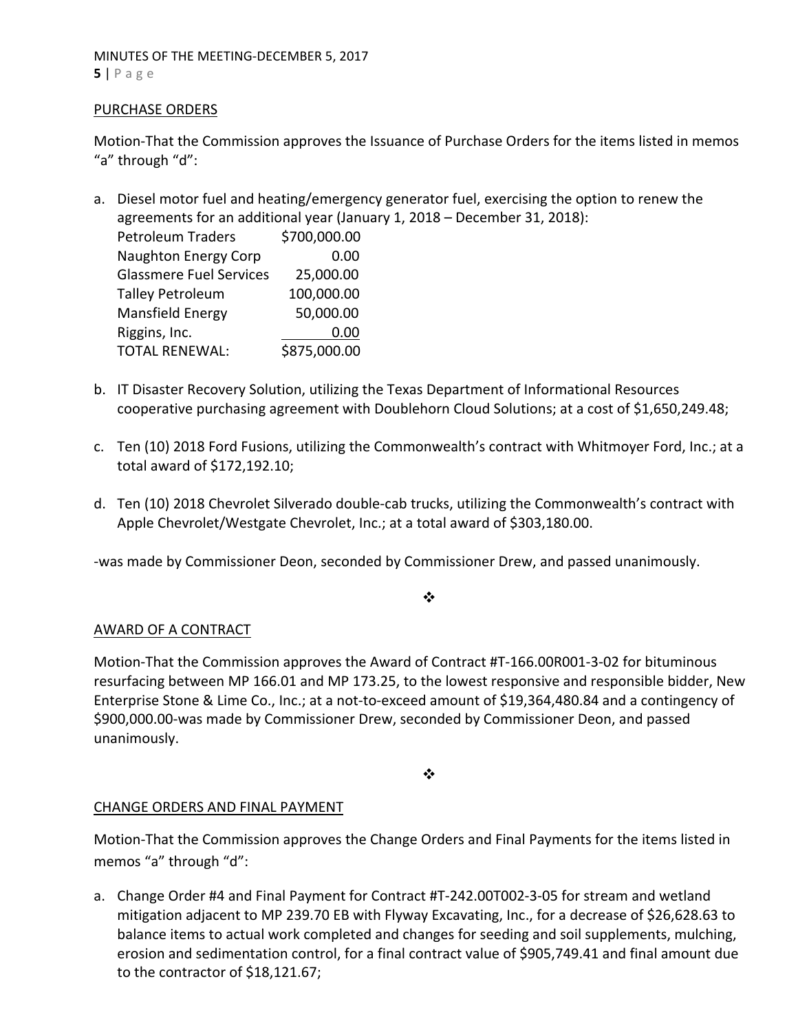## PURCHASE ORDERS

Motion-That the Commission approves the Issuance of Purchase Orders for the items listed in memos "a" through "d":

a. Diesel motor fuel and heating/emergency generator fuel, exercising the option to renew the agreements for an additional year (January 1, 2018 – December 31, 2018):

| | |
|---|---|
| Petroleum Traders | $700,000.00 |
| Naughton Energy Corp | 0.00 |
| Glassmere Fuel Services | 25,000.00 |
| Talley Petroleum | 100,000.00 |
| Mansfield Energy | 50,000.00 |
| Riggins, Inc. | 0.00 |
| TOTAL RENEWAL: | $875,000.00 |

b. IT Disaster Recovery Solution, utilizing the Texas Department of Informational Resources cooperative purchasing agreement with Doublehorn Cloud Solutions; at a cost of $1,650,249.48;

c. Ten (10) 2018 Ford Fusions, utilizing the Commonwealth's contract with Whitmoyer Ford, Inc.; at a total award of $172,192.10;

d. Ten (10) 2018 Chevrolet Silverado double-cab trucks, utilizing the Commonwealth's contract with Apple Chevrolet/Westgate Chevrolet, Inc.; at a total award of $303,180.00.

-was made by Commissioner Deon, seconded by Commissioner Drew, and passed unanimously.

❖

## AWARD OF A CONTRACT

Motion-That the Commission approves the Award of Contract #T-166.00R001-3-02 for bituminous resurfacing between MP 166.01 and MP 173.25, to the lowest responsive and responsible bidder, New Enterprise Stone & Lime Co., Inc.; at a not-to-exceed amount of $19,364,480.84 and a contingency of $900,000.00-was made by Commissioner Drew, seconded by Commissioner Deon, and passed unanimously.

❖

## CHANGE ORDERS AND FINAL PAYMENT

Motion-That the Commission approves the Change Orders and Final Payments for the items listed in memos "a" through "d":

a. Change Order #4 and Final Payment for Contract #T-242.00T002-3-05 for stream and wetland mitigation adjacent to MP 239.70 EB with Flyway Excavating, Inc., for a decrease of $26,628.63 to balance items to actual work completed and changes for seeding and soil supplements, mulching, erosion and sedimentation control, for a final contract value of $905,749.41 and final amount due to the contractor of $18,121.67;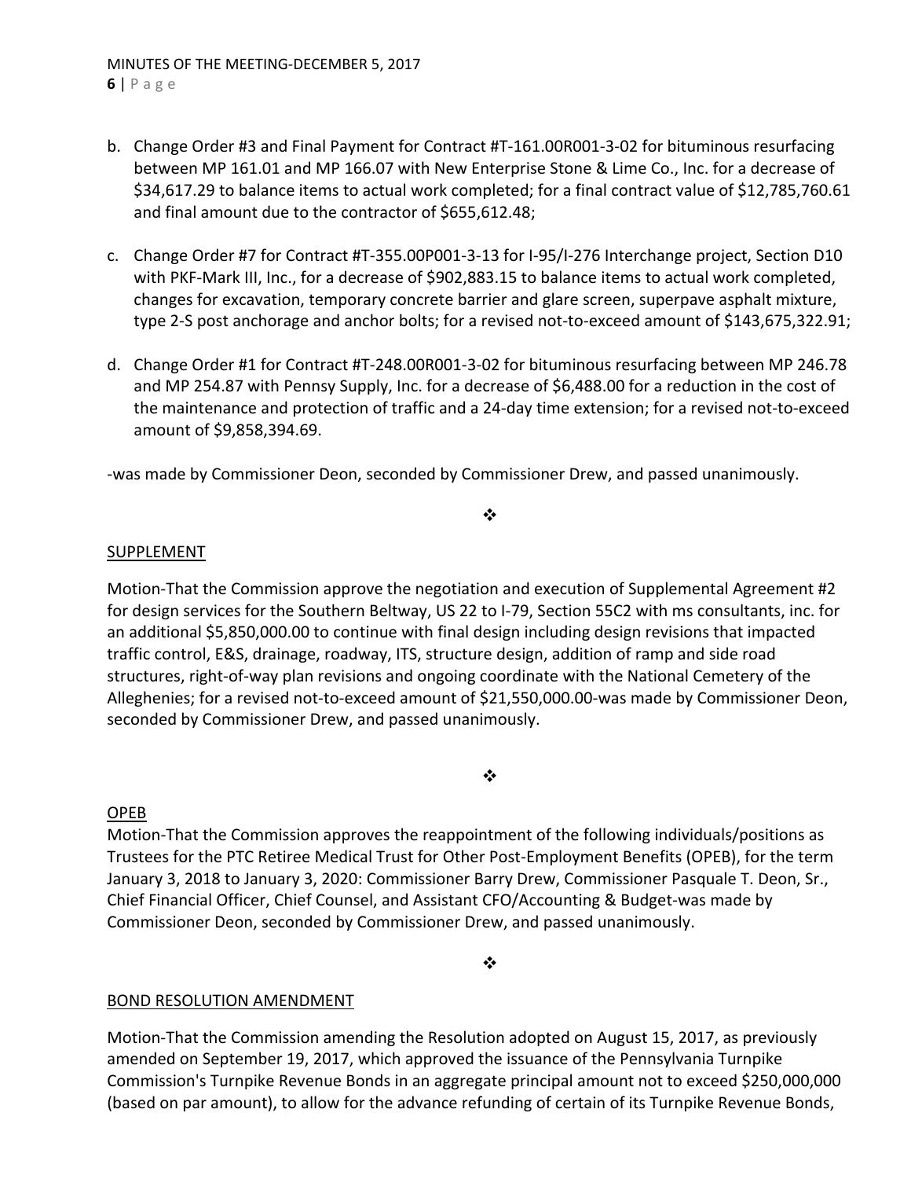b. Change Order #3 and Final Payment for Contract #T-161.00R001-3-02 for bituminous resurfacing between MP 161.01 and MP 166.07 with New Enterprise Stone & Lime Co., Inc. for a decrease of $34,617.29 to balance items to actual work completed; for a final contract value of $12,785,760.61 and final amount due to the contractor of $655,612.48;

c. Change Order #7 for Contract #T-355.00P001-3-13 for I-95/I-276 Interchange project, Section D10 with PKF-Mark III, Inc., for a decrease of $902,883.15 to balance items to actual work completed, changes for excavation, temporary concrete barrier and glare screen, superpave asphalt mixture, type 2-S post anchorage and anchor bolts; for a revised not-to-exceed amount of $143,675,322.91;

d. Change Order #1 for Contract #T-248.00R001-3-02 for bituminous resurfacing between MP 246.78 and MP 254.87 with Pennsy Supply, Inc. for a decrease of $6,488.00 for a reduction in the cost of the maintenance and protection of traffic and a 24-day time extension; for a revised not-to-exceed amount of $9,858,394.69.

-was made by Commissioner Deon, seconded by Commissioner Drew, and passed unanimously.

❖

<u>SUPPLEMENT</u>

Motion-That the Commission approve the negotiation and execution of Supplemental Agreement #2 for design services for the Southern Beltway, US 22 to I-79, Section 55C2 with ms consultants, inc. for an additional $5,850,000.00 to continue with final design including design revisions that impacted traffic control, E&S, drainage, roadway, ITS, structure design, addition of ramp and side road structures, right-of-way plan revisions and ongoing coordinate with the National Cemetery of the Alleghenies; for a revised not-to-exceed amount of $21,550,000.00-was made by Commissioner Deon, seconded by Commissioner Drew, and passed unanimously.

❖

<u>OPEB</u>

Motion-That the Commission approves the reappointment of the following individuals/positions as Trustees for the PTC Retiree Medical Trust for Other Post-Employment Benefits (OPEB), for the term January 3, 2018 to January 3, 2020: Commissioner Barry Drew, Commissioner Pasquale T. Deon, Sr., Chief Financial Officer, Chief Counsel, and Assistant CFO/Accounting & Budget-was made by Commissioner Deon, seconded by Commissioner Drew, and passed unanimously.

❖

<u>BOND RESOLUTION AMENDMENT</u>

Motion-That the Commission amending the Resolution adopted on August 15, 2017, as previously amended on September 19, 2017, which approved the issuance of the Pennsylvania Turnpike Commission's Turnpike Revenue Bonds in an aggregate principal amount not to exceed $250,000,000 (based on par amount), to allow for the advance refunding of certain of its Turnpike Revenue Bonds,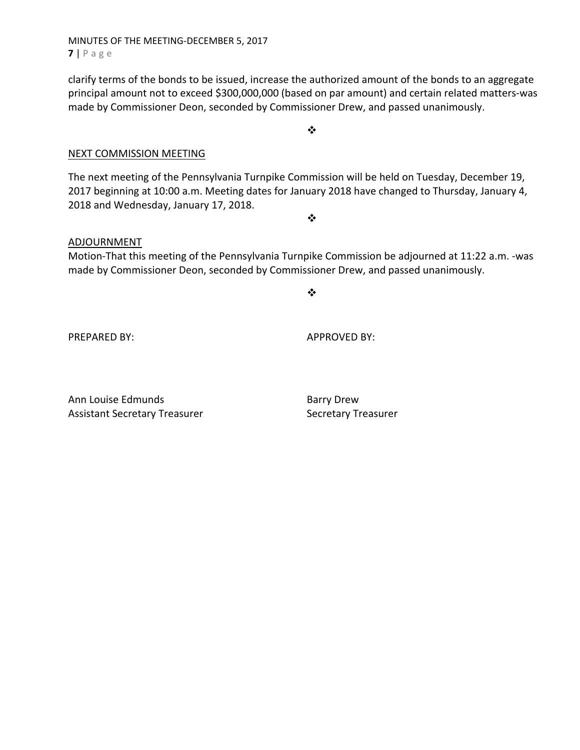clarify terms of the bonds to be issued, increase the authorized amount of the bonds to an aggregate principal amount not to exceed $300,000,000 (based on par amount) and certain related matters-was made by Commissioner Deon, seconded by Commissioner Drew, and passed unanimously.

❖

NEXT COMMISSION MEETING

The next meeting of the Pennsylvania Turnpike Commission will be held on Tuesday, December 19, 2017 beginning at 10:00 a.m. Meeting dates for January 2018 have changed to Thursday, January 4, 2018 and Wednesday, January 17, 2018.

❖

ADJOURNMENT

Motion-That this meeting of the Pennsylvania Turnpike Commission be adjourned at 11:22 a.m. -was made by Commissioner Deon, seconded by Commissioner Drew, and passed unanimously.

❖

PREPARED BY:

Ann Louise Edmunds
Assistant Secretary Treasurer

APPROVED BY:

Barry Drew
Secretary Treasurer